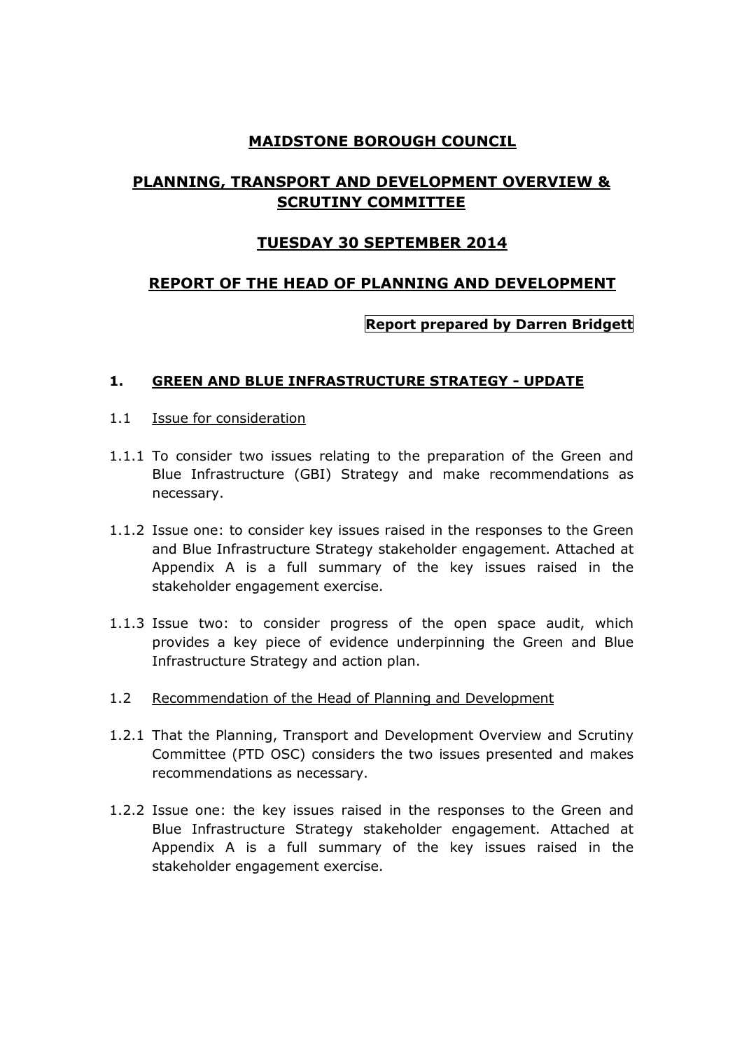# MAIDSTONE BOROUGH COUNCIL

## PLANNING, TRANSPORT AND DEVELOPMENT OVERVIEW & SCRUTINY COMMITTEE

## TUESDAY 30 SEPTEMBER 2014

## REPORT OF THE HEAD OF PLANNING AND DEVELOPMENT

**Report prepared by Darren Bridgett**

### 1. GREEN AND BLUE INFRASTRUCTURE STRATEGY - UPDATE

1.1 Issue for consideration

1.1.1 To consider two issues relating to the preparation of the Green and Blue Infrastructure (GBI) Strategy and make recommendations as necessary.

1.1.2 Issue one: to consider key issues raised in the responses to the Green and Blue Infrastructure Strategy stakeholder engagement. Attached at Appendix A is a full summary of the key issues raised in the stakeholder engagement exercise.

1.1.3 Issue two: to consider progress of the open space audit, which provides a key piece of evidence underpinning the Green and Blue Infrastructure Strategy and action plan.

1.2 Recommendation of the Head of Planning and Development

1.2.1 That the Planning, Transport and Development Overview and Scrutiny Committee (PTD OSC) considers the two issues presented and makes recommendations as necessary.

1.2.2 Issue one: the key issues raised in the responses to the Green and Blue Infrastructure Strategy stakeholder engagement. Attached at Appendix A is a full summary of the key issues raised in the stakeholder engagement exercise.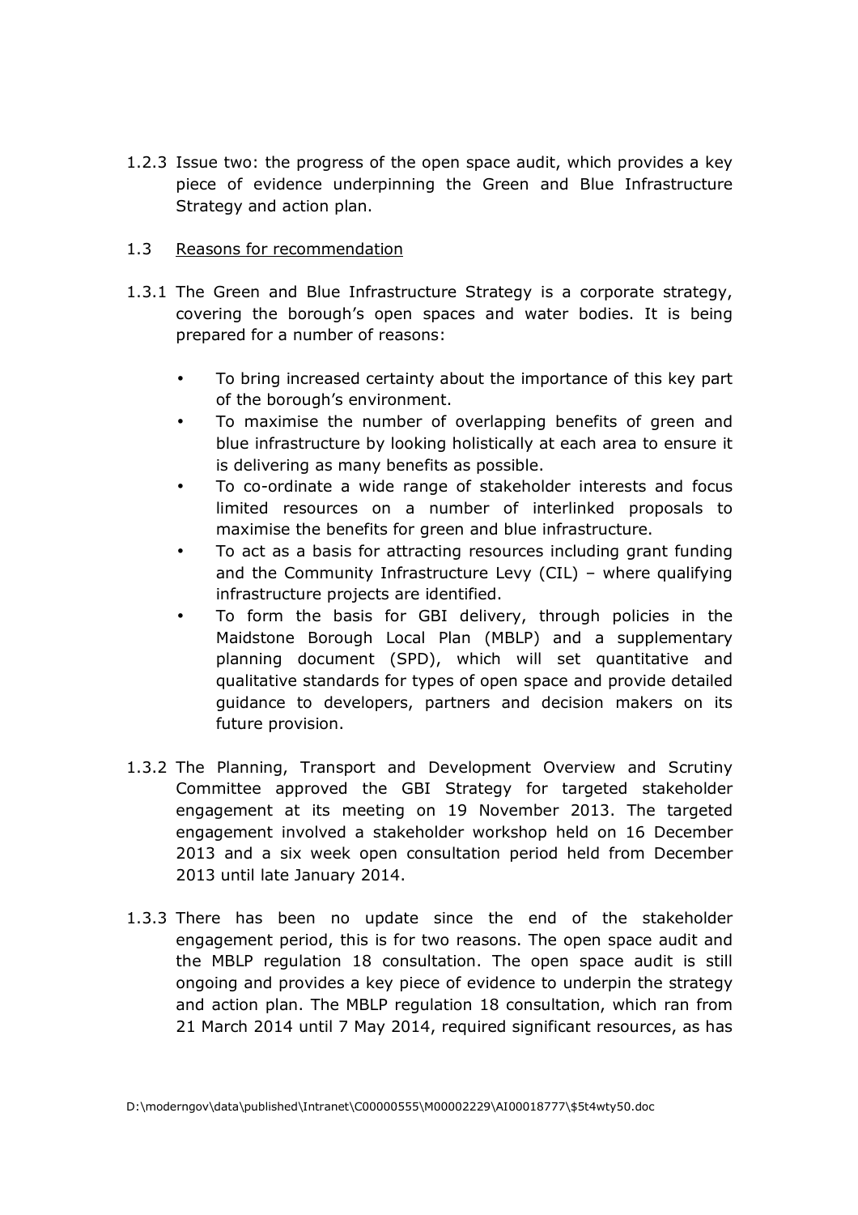1.2.3 Issue two: the progress of the open space audit, which provides a key piece of evidence underpinning the Green and Blue Infrastructure Strategy and action plan.

1.3 Reasons for recommendation

1.3.1 The Green and Blue Infrastructure Strategy is a corporate strategy, covering the borough's open spaces and water bodies. It is being prepared for a number of reasons:

- To bring increased certainty about the importance of this key part of the borough's environment.
- To maximise the number of overlapping benefits of green and blue infrastructure by looking holistically at each area to ensure it is delivering as many benefits as possible.
- To co-ordinate a wide range of stakeholder interests and focus limited resources on a number of interlinked proposals to maximise the benefits for green and blue infrastructure.
- To act as a basis for attracting resources including grant funding and the Community Infrastructure Levy (CIL) – where qualifying infrastructure projects are identified.
- To form the basis for GBI delivery, through policies in the Maidstone Borough Local Plan (MBLP) and a supplementary planning document (SPD), which will set quantitative and qualitative standards for types of open space and provide detailed guidance to developers, partners and decision makers on its future provision.

1.3.2 The Planning, Transport and Development Overview and Scrutiny Committee approved the GBI Strategy for targeted stakeholder engagement at its meeting on 19 November 2013. The targeted engagement involved a stakeholder workshop held on 16 December 2013 and a six week open consultation period held from December 2013 until late January 2014.

1.3.3 There has been no update since the end of the stakeholder engagement period, this is for two reasons. The open space audit and the MBLP regulation 18 consultation. The open space audit is still ongoing and provides a key piece of evidence to underpin the strategy and action plan. The MBLP regulation 18 consultation, which ran from 21 March 2014 until 7 May 2014, required significant resources, as has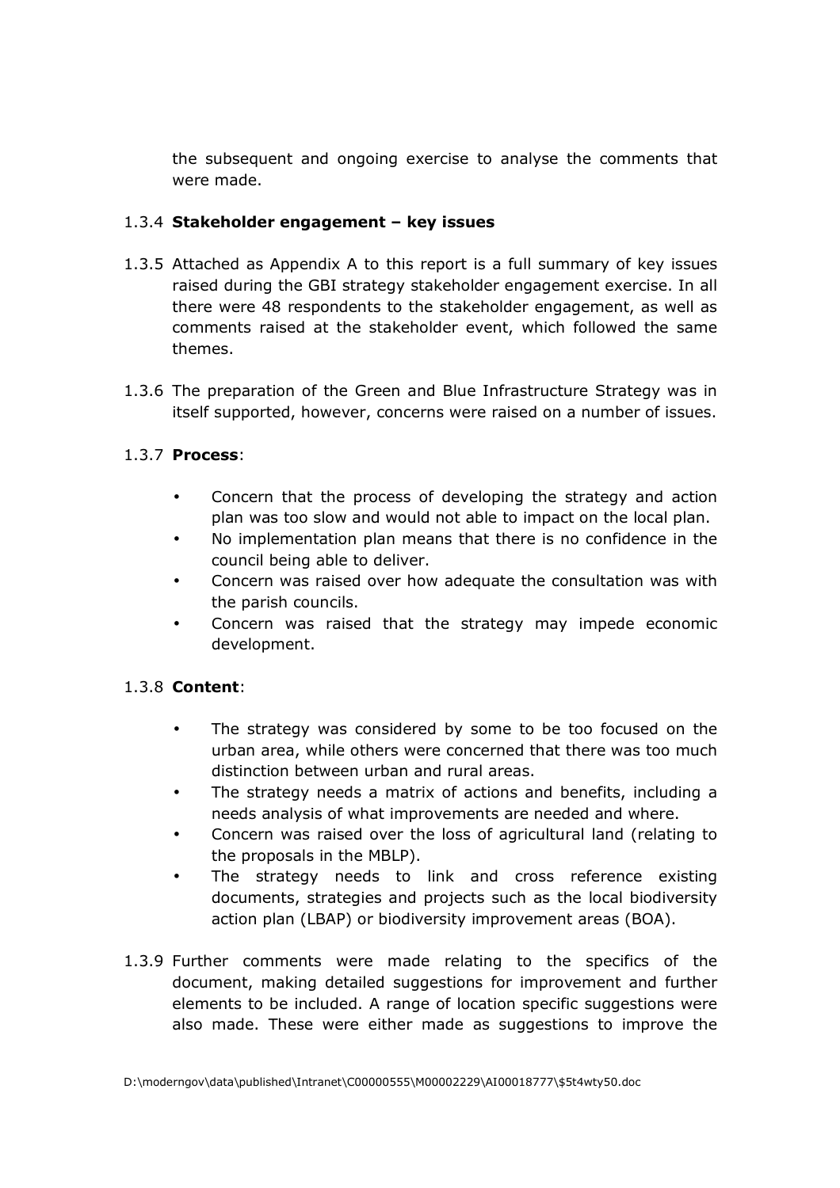the subsequent and ongoing exercise to analyse the comments that were made.

1.3.4 **Stakeholder engagement – key issues**

1.3.5 Attached as Appendix A to this report is a full summary of key issues raised during the GBI strategy stakeholder engagement exercise. In all there were 48 respondents to the stakeholder engagement, as well as comments raised at the stakeholder event, which followed the same themes.

1.3.6 The preparation of the Green and Blue Infrastructure Strategy was in itself supported, however, concerns were raised on a number of issues.

1.3.7 **Process**:

- Concern that the process of developing the strategy and action plan was too slow and would not able to impact on the local plan.
- No implementation plan means that there is no confidence in the council being able to deliver.
- Concern was raised over how adequate the consultation was with the parish councils.
- Concern was raised that the strategy may impede economic development.

1.3.8 **Content**:

- The strategy was considered by some to be too focused on the urban area, while others were concerned that there was too much distinction between urban and rural areas.
- The strategy needs a matrix of actions and benefits, including a needs analysis of what improvements are needed and where.
- Concern was raised over the loss of agricultural land (relating to the proposals in the MBLP).
- The strategy needs to link and cross reference existing documents, strategies and projects such as the local biodiversity action plan (LBAP) or biodiversity improvement areas (BOA).

1.3.9 Further comments were made relating to the specifics of the document, making detailed suggestions for improvement and further elements to be included. A range of location specific suggestions were also made. These were either made as suggestions to improve the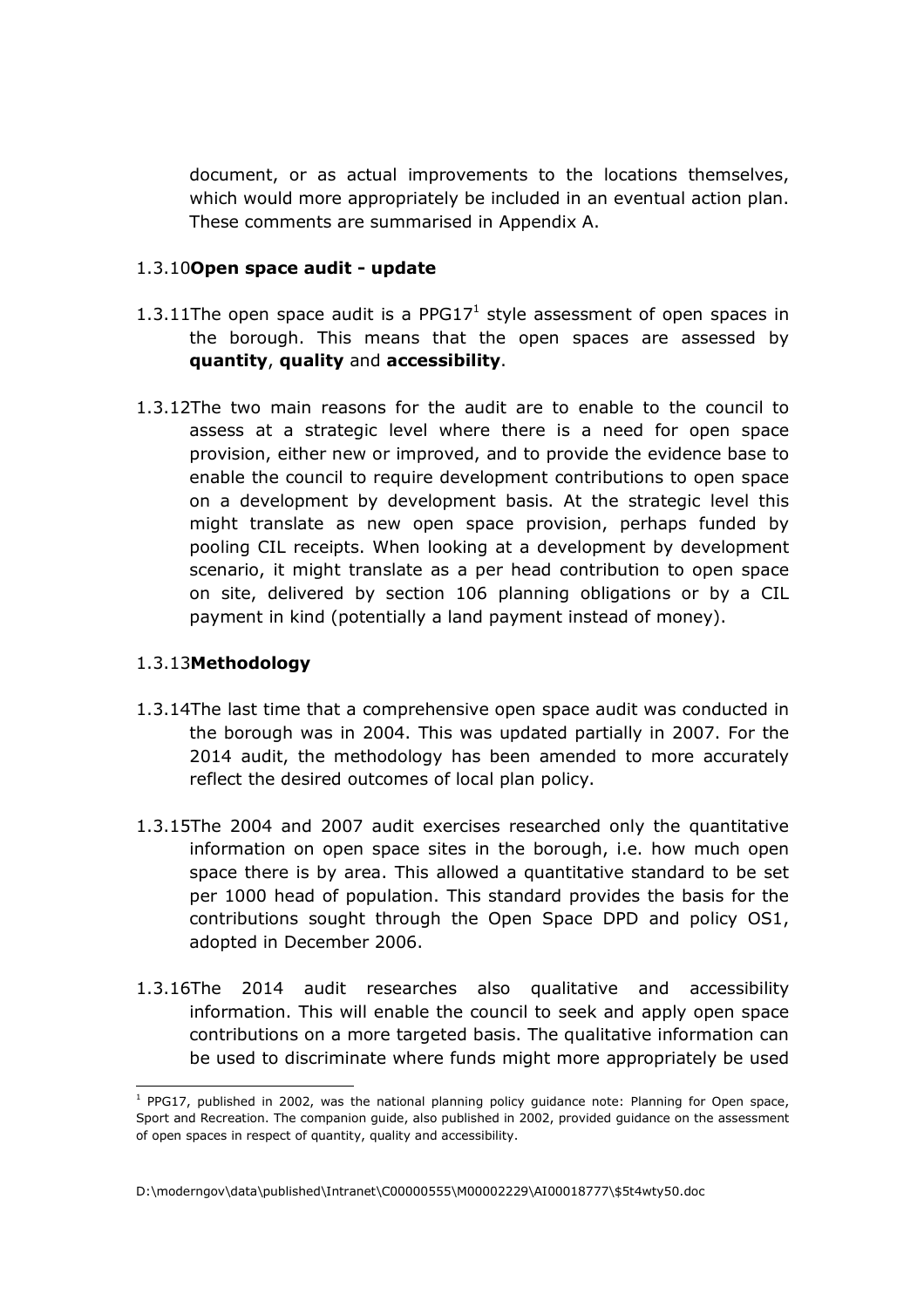document, or as actual improvements to the locations themselves, which would more appropriately be included in an eventual action plan. These comments are summarised in Appendix A.

1.3.10 **Open space audit - update**

1.3.11 The open space audit is a PPG17[1] style assessment of open spaces in the borough. This means that the open spaces are assessed by **quantity**, **quality** and **accessibility**.

1.3.12 The two main reasons for the audit are to enable to the council to assess at a strategic level where there is a need for open space provision, either new or improved, and to provide the evidence base to enable the council to require development contributions to open space on a development by development basis. At the strategic level this might translate as new open space provision, perhaps funded by pooling CIL receipts. When looking at a development by development scenario, it might translate as a per head contribution to open space on site, delivered by section 106 planning obligations or by a CIL payment in kind (potentially a land payment instead of money).

1.3.13 **Methodology**

1.3.14 The last time that a comprehensive open space audit was conducted in the borough was in 2004. This was updated partially in 2007. For the 2014 audit, the methodology has been amended to more accurately reflect the desired outcomes of local plan policy.

1.3.15 The 2004 and 2007 audit exercises researched only the quantitative information on open space sites in the borough, i.e. how much open space there is by area. This allowed a quantitative standard to be set per 1000 head of population. This standard provides the basis for the contributions sought through the Open Space DPD and policy OS1, adopted in December 2006.

1.3.16 The 2014 audit researches also qualitative and accessibility information. This will enable the council to seek and apply open space contributions on a more targeted basis. The qualitative information can be used to discriminate where funds might more appropriately be used

[1] PPG17, published in 2002, was the national planning policy guidance note: Planning for Open space, Sport and Recreation. The companion guide, also published in 2002, provided guidance on the assessment of open spaces in respect of quantity, quality and accessibility.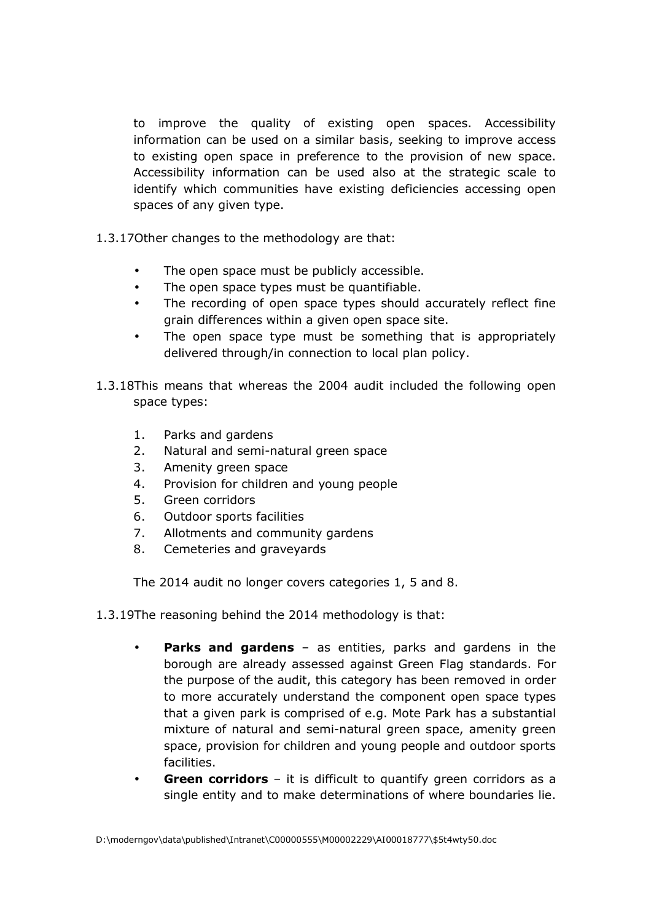to improve the quality of existing open spaces. Accessibility information can be used on a similar basis, seeking to improve access to existing open space in preference to the provision of new space. Accessibility information can be used also at the strategic scale to identify which communities have existing deficiencies accessing open spaces of any given type.

1.3.17 Other changes to the methodology are that:

- The open space must be publicly accessible.
- The open space types must be quantifiable.
- The recording of open space types should accurately reflect fine grain differences within a given open space site.
- The open space type must be something that is appropriately delivered through/in connection to local plan policy.

1.3.18 This means that whereas the 2004 audit included the following open space types:

1. Parks and gardens
2. Natural and semi-natural green space
3. Amenity green space
4. Provision for children and young people
5. Green corridors
6. Outdoor sports facilities
7. Allotments and community gardens
8. Cemeteries and graveyards

The 2014 audit no longer covers categories 1, 5 and 8.

1.3.19 The reasoning behind the 2014 methodology is that:

- **Parks and gardens** – as entities, parks and gardens in the borough are already assessed against Green Flag standards. For the purpose of the audit, this category has been removed in order to more accurately understand the component open space types that a given park is comprised of e.g. Mote Park has a substantial mixture of natural and semi-natural green space, amenity green space, provision for children and young people and outdoor sports facilities.
- **Green corridors** – it is difficult to quantify green corridors as a single entity and to make determinations of where boundaries lie.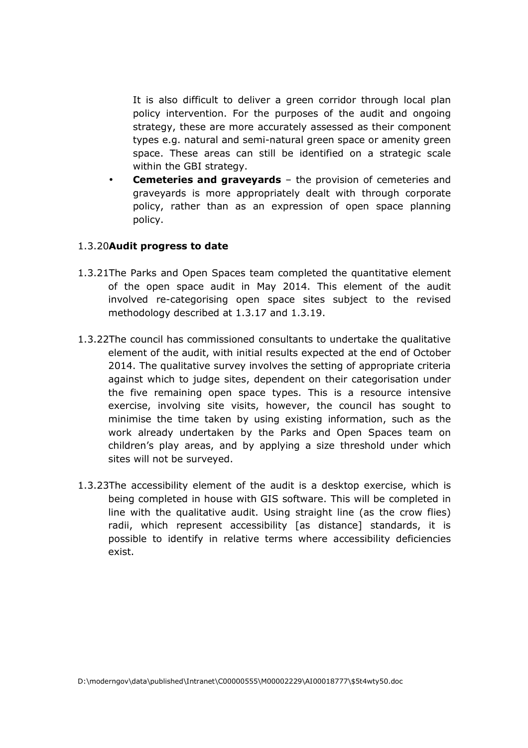It is also difficult to deliver a green corridor through local plan policy intervention. For the purposes of the audit and ongoing strategy, these are more accurately assessed as their component types e.g. natural and semi-natural green space or amenity green space. These areas can still be identified on a strategic scale within the GBI strategy.

- **Cemeteries and graveyards** – the provision of cemeteries and graveyards is more appropriately dealt with through corporate policy, rather than as an expression of open space planning policy.

1.3.20 **Audit progress to date**

1.3.21 The Parks and Open Spaces team completed the quantitative element of the open space audit in May 2014. This element of the audit involved re-categorising open space sites subject to the revised methodology described at 1.3.17 and 1.3.19.

1.3.22 The council has commissioned consultants to undertake the qualitative element of the audit, with initial results expected at the end of October 2014. The qualitative survey involves the setting of appropriate criteria against which to judge sites, dependent on their categorisation under the five remaining open space types. This is a resource intensive exercise, involving site visits, however, the council has sought to minimise the time taken by using existing information, such as the work already undertaken by the Parks and Open Spaces team on children's play areas, and by applying a size threshold under which sites will not be surveyed.

1.3.23 The accessibility element of the audit is a desktop exercise, which is being completed in house with GIS software. This will be completed in line with the qualitative audit. Using straight line (as the crow flies) radii, which represent accessibility [as distance] standards, it is possible to identify in relative terms where accessibility deficiencies exist.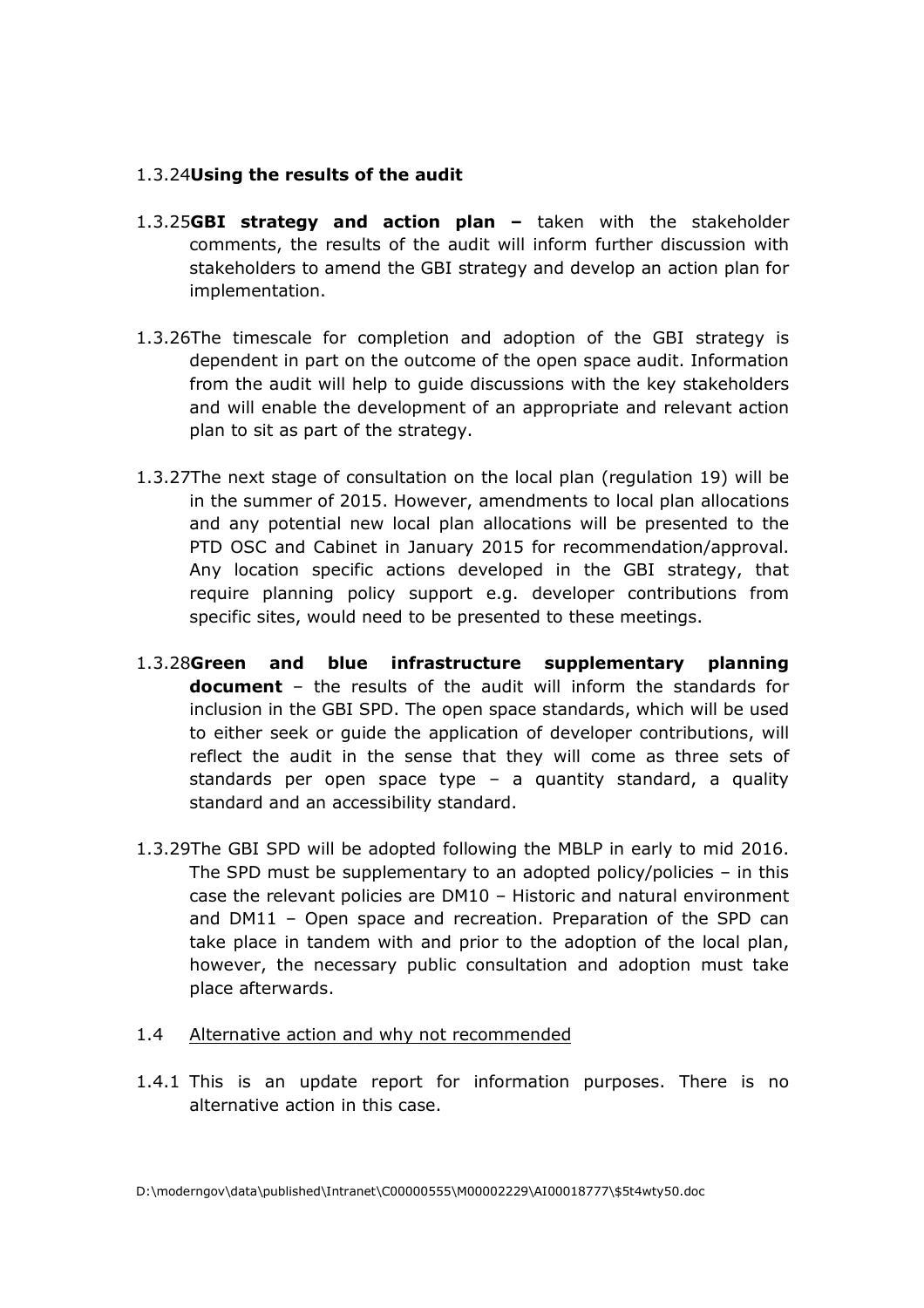1.3.24 **Using the results of the audit**

1.3.25 **GBI strategy and action plan –** taken with the stakeholder comments, the results of the audit will inform further discussion with stakeholders to amend the GBI strategy and develop an action plan for implementation.

1.3.26 The timescale for completion and adoption of the GBI strategy is dependent in part on the outcome of the open space audit. Information from the audit will help to guide discussions with the key stakeholders and will enable the development of an appropriate and relevant action plan to sit as part of the strategy.

1.3.27 The next stage of consultation on the local plan (regulation 19) will be in the summer of 2015. However, amendments to local plan allocations and any potential new local plan allocations will be presented to the PTD OSC and Cabinet in January 2015 for recommendation/approval. Any location specific actions developed in the GBI strategy, that require planning policy support e.g. developer contributions from specific sites, would need to be presented to these meetings.

1.3.28 **Green and blue infrastructure supplementary planning document** – the results of the audit will inform the standards for inclusion in the GBI SPD. The open space standards, which will be used to either seek or guide the application of developer contributions, will reflect the audit in the sense that they will come as three sets of standards per open space type – a quantity standard, a quality standard and an accessibility standard.

1.3.29 The GBI SPD will be adopted following the MBLP in early to mid 2016. The SPD must be supplementary to an adopted policy/policies – in this case the relevant policies are DM10 – Historic and natural environment and DM11 – Open space and recreation. Preparation of the SPD can take place in tandem with and prior to the adoption of the local plan, however, the necessary public consultation and adoption must take place afterwards.

1.4 Alternative action and why not recommended

1.4.1 This is an update report for information purposes. There is no alternative action in this case.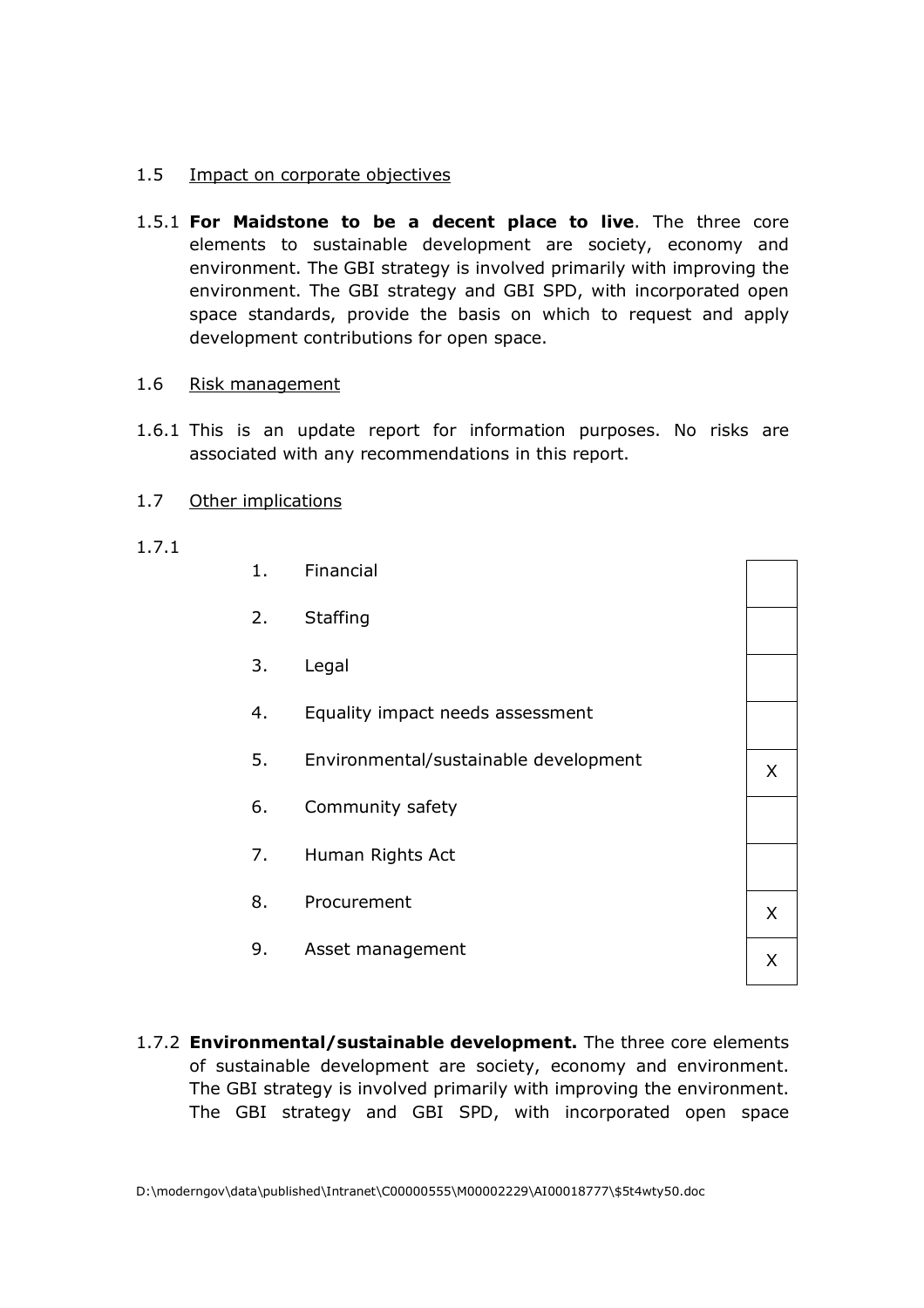1.5 Impact on corporate objectives

1.5.1 **For Maidstone to be a decent place to live**. The three core elements to sustainable development are society, economy and environment. The GBI strategy is involved primarily with improving the environment. The GBI strategy and GBI SPD, with incorporated open space standards, provide the basis on which to request and apply development contributions for open space.

1.6 Risk management

1.6.1 This is an update report for information purposes. No risks are associated with any recommendations in this report.

1.7 Other implications

1.7.1

| | | |
|---|---|---|
| 1. | Financial | |
| 2. | Staffing | |
| 3. | Legal | |
| 4. | Equality impact needs assessment | |
| 5. | Environmental/sustainable development | X |
| 6. | Community safety | |
| 7. | Human Rights Act | |
| 8. | Procurement | X |
| 9. | Asset management | X |

1.7.2 **Environmental/sustainable development.** The three core elements of sustainable development are society, economy and environment. The GBI strategy is involved primarily with improving the environment. The GBI strategy and GBI SPD, with incorporated open space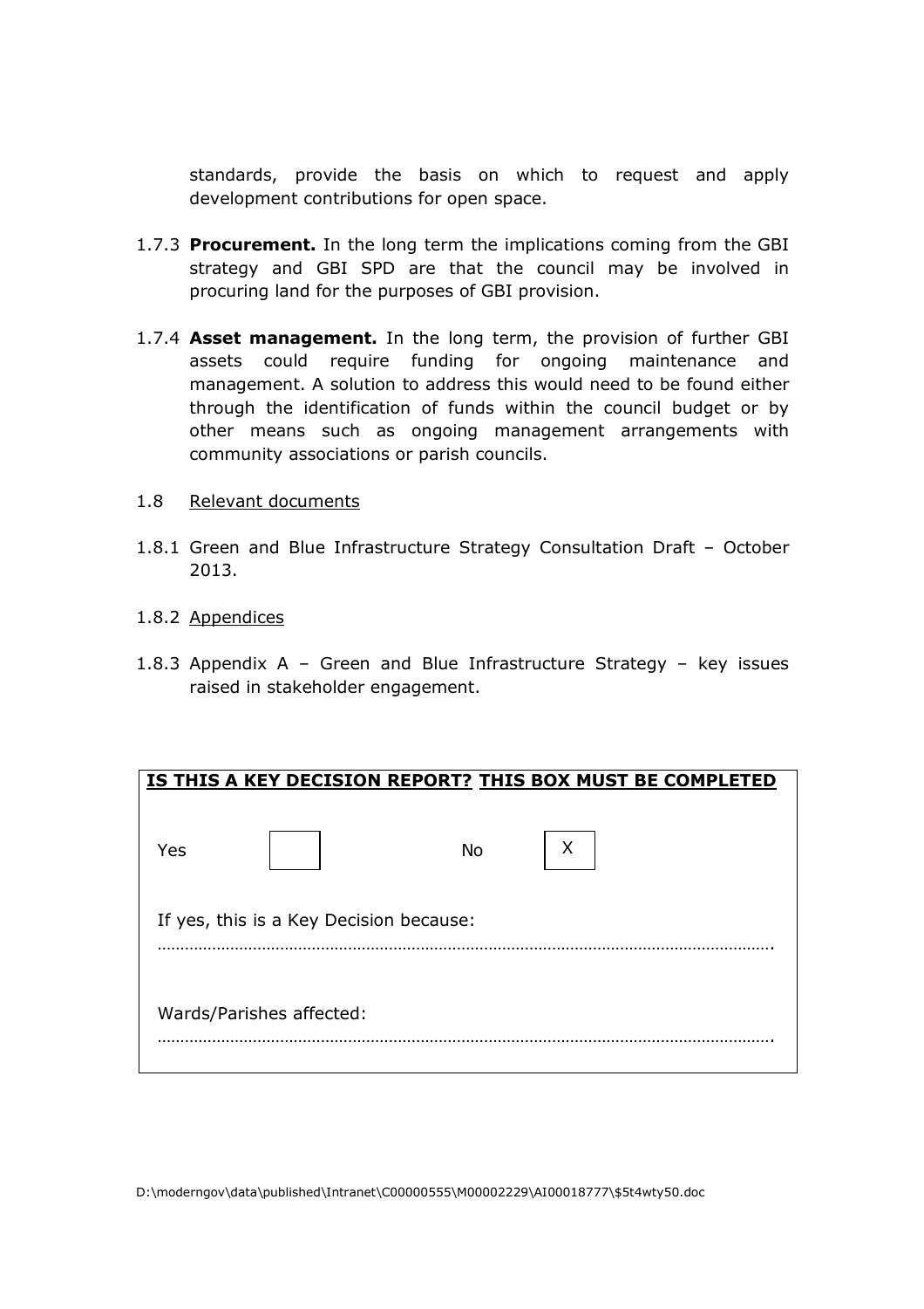standards, provide the basis on which to request and apply development contributions for open space.

1.7.3 **Procurement.** In the long term the implications coming from the GBI strategy and GBI SPD are that the council may be involved in procuring land for the purposes of GBI provision.

1.7.4 **Asset management.** In the long term, the provision of further GBI assets could require funding for ongoing maintenance and management. A solution to address this would need to be found either through the identification of funds within the council budget or by other means such as ongoing management arrangements with community associations or parish councils.

1.8 <u>Relevant documents</u>

1.8.1 Green and Blue Infrastructure Strategy Consultation Draft – October 2013.

1.8.2 <u>Appendices</u>

1.8.3 Appendix A – Green and Blue Infrastructure Strategy – key issues raised in stakeholder engagement.

| **IS THIS A KEY DECISION REPORT? THIS BOX MUST BE COMPLETED** | | | |
|---|---|---|---|
| Yes | | No | X |
| If yes, this is a Key Decision because: ……………………………………………………………………………………………………………………. | | | |
| Wards/Parishes affected: ……………………………………………………………………………………………………………………. | | | |

D:\moderngov\data\published\Intranet\C00000555\M00002229\AI00018777\$5t4wty50.doc